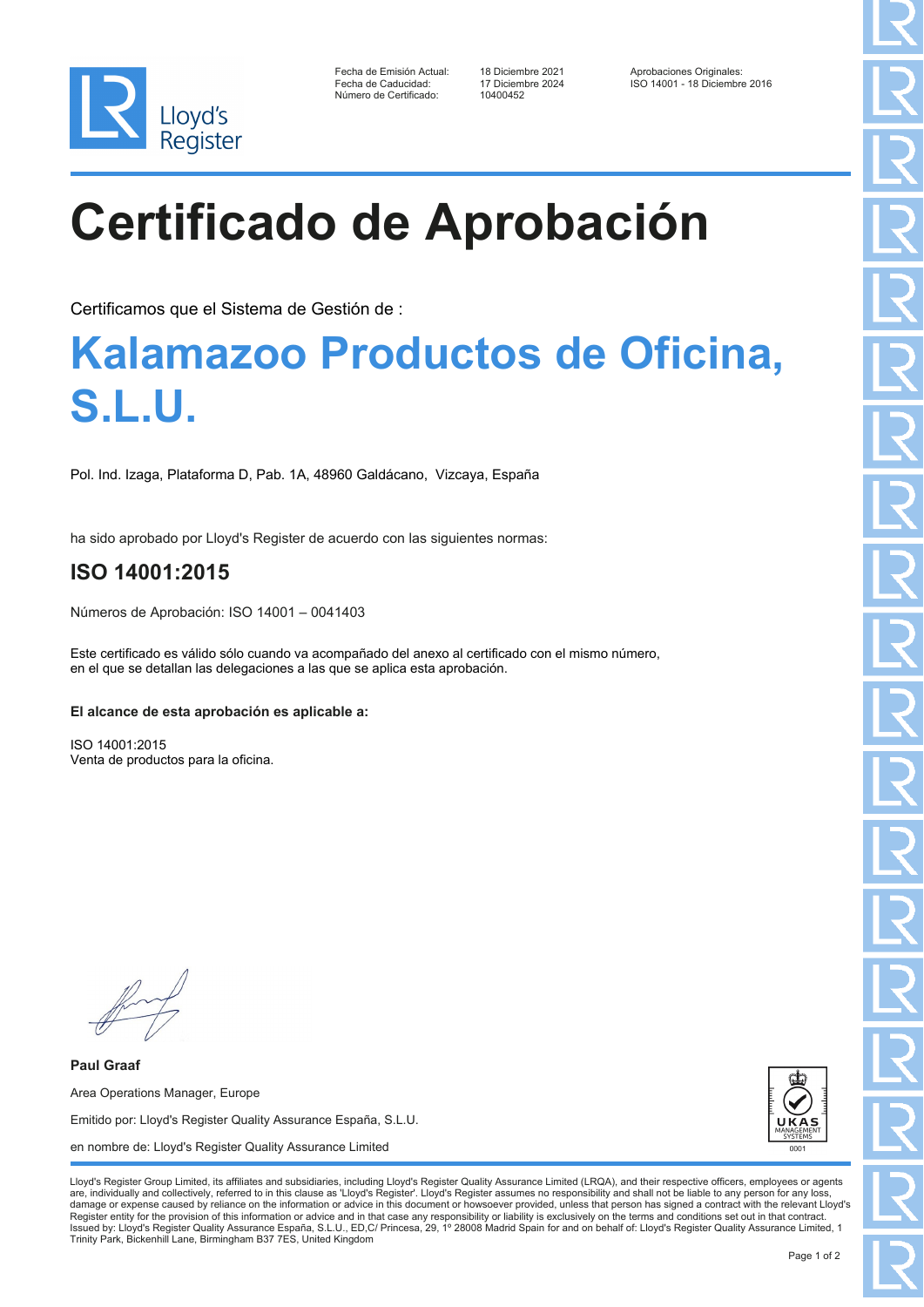Lloyd's Register

| | | |
|---|---|---|
| Fecha de Emisión Actual: | 18 Diciembre 2021 | Aprobaciones Originales: |
| Fecha de Caducidad: | 17 Diciembre 2024 | ISO 14001 - 18 Diciembre 2016 |
| Número de Certificado: | 10400452 | |

# Certificado de Aprobación

Certificamos que el Sistema de Gestión de :

## Kalamazoo Productos de Oficina, S.L.U.

Pol. Ind. Izaga, Plataforma D, Pab. 1A, 48960 Galdácano, Vizcaya, España

ha sido aprobado por Lloyd's Register de acuerdo con las siguientes normas:

### ISO 14001:2015

Números de Aprobación: ISO 14001 – 0041403

Este certificado es válido sólo cuando va acompañado del anexo al certificado con el mismo número, en el que se detallan las delegaciones a las que se aplica esta aprobación.

**El alcance de esta aprobación es aplicable a:**

ISO 14001:2015
Venta de productos para la oficina.

**Paul Graaf**

Area Operations Manager, Europe

Emitido por: Lloyd's Register Quality Assurance España, S.L.U.

en nombre de: Lloyd's Register Quality Assurance Limited

UKAS MANAGEMENT SYSTEMS 0001

Lloyd's Register Group Limited, its affiliates and subsidiaries, including Lloyd's Register Quality Assurance Limited (LRQA), and their respective officers, employees or agents are, individually and collectively, referred to in this clause as 'Lloyd's Register'. Lloyd's Register assumes no responsibility and shall not be liable to any person for any loss, damage or expense caused by reliance on the information or advice in this document or howsoever provided, unless that person has signed a contract with the relevant Lloyd's Register entity for the provision of this information or advice and in that case any responsibility or liability is exclusively on the terms and conditions set out in that contract.
Issued by: Lloyd's Register Quality Assurance España, S.L.U., ED,C/ Princesa, 29, 1º 28008 Madrid Spain for and on behalf of: Lloyd's Register Quality Assurance Limited, 1 Trinity Park, Bickenhill Lane, Birmingham B37 7ES, United Kingdom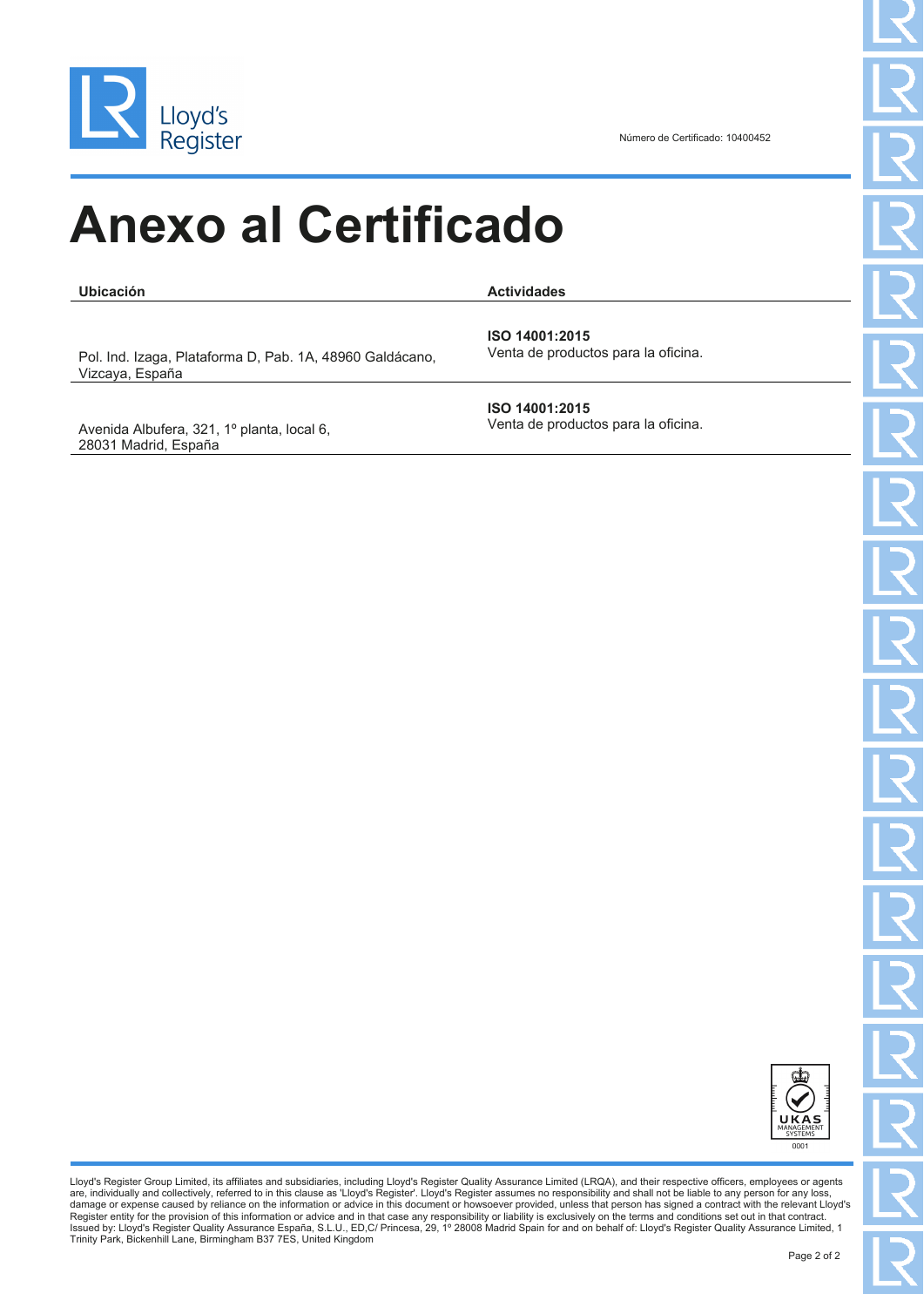Número de Certificado: 10400452

# Anexo al Certificado

| Ubicación | Actividades |
|---|---|
| Pol. Ind. Izaga, Plataforma D, Pab. 1A, 48960 Galdácano, Vizcaya, España | **ISO 14001:2015** Venta de productos para la oficina. |
| Avenida Albufera, 321, 1º planta, local 6, 28031 Madrid, España | **ISO 14001:2015** Venta de productos para la oficina. |

UKAS MANAGEMENT SYSTEMS 0001

Lloyd's Register Group Limited, its affiliates and subsidiaries, including Lloyd's Register Quality Assurance Limited (LRQA), and their respective officers, employees or agents are, individually and collectively, referred to in this clause as 'Lloyd's Register'. Lloyd's Register assumes no responsibility and shall not be liable to any person for any loss, damage or expense caused by reliance on the information or advice in this document or howsoever provided, unless that person has signed a contract with the relevant Lloyd's Register entity for the provision of this information or advice and in that case any responsibility or liability is exclusively on the terms and conditions set out in that contract.
Issued by: Lloyd's Register Quality Assurance España, S.L.U., ED,C/ Princesa, 29, 1º 28008 Madrid Spain for and on behalf of: Lloyd's Register Quality Assurance Limited, 1 Trinity Park, Bickenhill Lane, Birmingham B37 7ES, United Kingdom